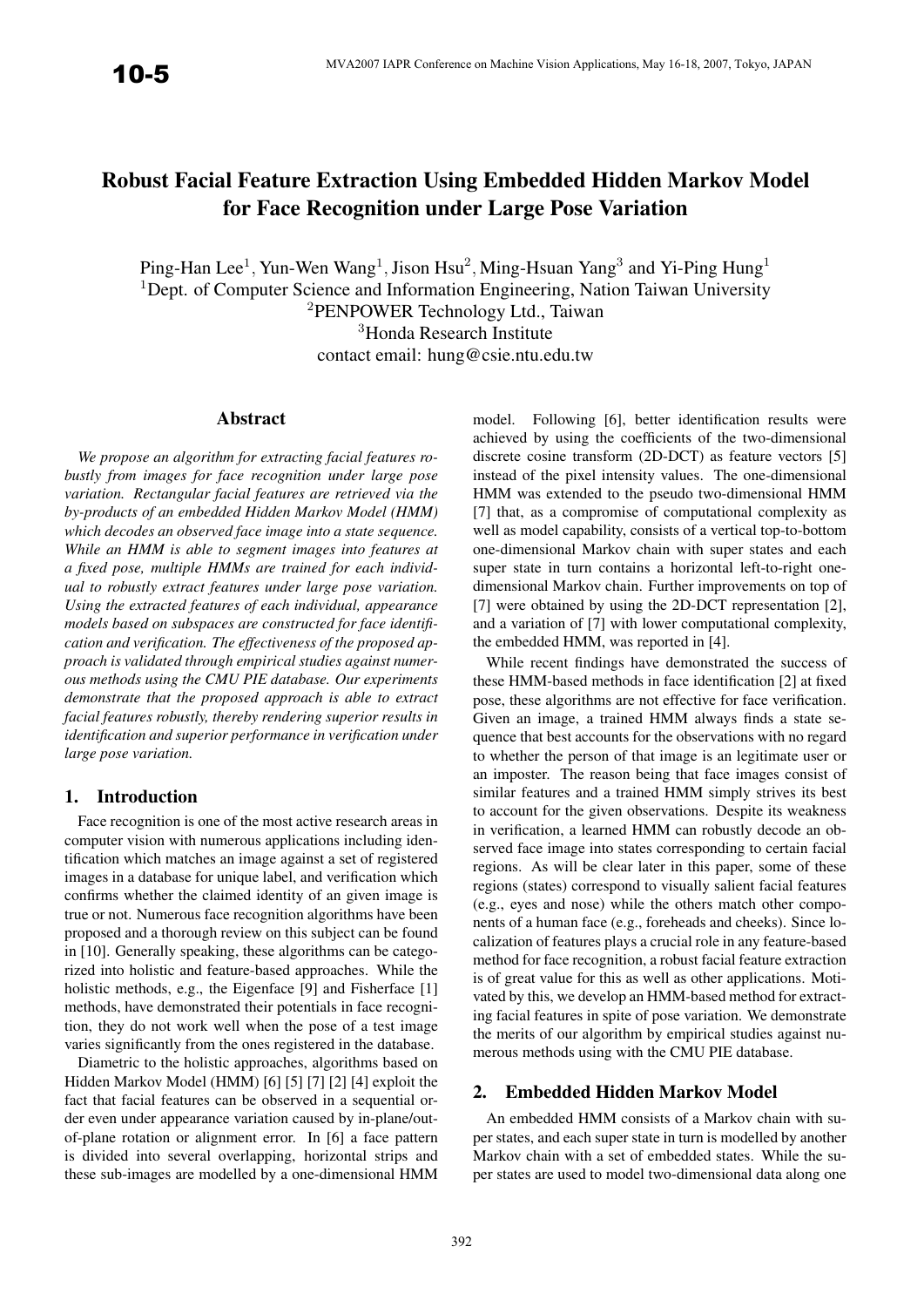# Robust Facial Feature Extraction Using Embedded Hidden Markov Model for Face Recognition under Large Pose Variation

Ping-Han Lee[1], Yun-Wen Wang[1], Jison Hsu[2], Ming-Hsuan Yang[3] and Yi-Ping Hung[1]
[1]Dept. of Computer Science and Information Engineering, Nation Taiwan University
[2]PENPOWER Technology Ltd., Taiwan
[3]Honda Research Institute
contact email: hung@csie.ntu.edu.tw

## Abstract

*We propose an algorithm for extracting facial features robustly from images for face recognition under large pose variation. Rectangular facial features are retrieved via the by-products of an embedded Hidden Markov Model (HMM) which decodes an observed face image into a state sequence. While an HMM is able to segment images into features at a fixed pose, multiple HMMs are trained for each individual to robustly extract features under large pose variation. Using the extracted features of each individual, appearance models based on subspaces are constructed for face identification and verification. The effectiveness of the proposed approach is validated through empirical studies against numerous methods using the CMU PIE database. Our experiments demonstrate that the proposed approach is able to extract facial features robustly, thereby rendering superior results in identification and superior performance in verification under large pose variation.*

## 1. Introduction

Face recognition is one of the most active research areas in computer vision with numerous applications including identification which matches an image against a set of registered images in a database for unique label, and verification which confirms whether the claimed identity of an given image is true or not. Numerous face recognition algorithms have been proposed and a thorough review on this subject can be found in [10]. Generally speaking, these algorithms can be categorized into holistic and feature-based approaches. While the holistic methods, e.g., the Eigenface [9] and Fisherface [1] methods, have demonstrated their potentials in face recognition, they do not work well when the pose of a test image varies significantly from the ones registered in the database.

Diametric to the holistic approaches, algorithms based on Hidden Markov Model (HMM) [6] [5] [7] [2] [4] exploit the fact that facial features can be observed in a sequential order even under appearance variation caused by in-plane/out-of-plane rotation or alignment error. In [6] a face pattern is divided into several overlapping, horizontal strips and these sub-images are modelled by a one-dimensional HMM model. Following [6], better identification results were achieved by using the coefficients of the two-dimensional discrete cosine transform (2D-DCT) as feature vectors [5] instead of the pixel intensity values. The one-dimensional HMM was extended to the pseudo two-dimensional HMM [7] that, as a compromise of computational complexity as well as model capability, consists of a vertical top-to-bottom one-dimensional Markov chain with super states and each super state in turn contains a horizontal left-to-right one-dimensional Markov chain. Further improvements on top of [7] were obtained by using the 2D-DCT representation [2], and a variation of [7] with lower computational complexity, the embedded HMM, was reported in [4].

While recent findings have demonstrated the success of these HMM-based methods in face identification [2] at fixed pose, these algorithms are not effective for face verification. Given an image, a trained HMM always finds a state sequence that best accounts for the observations with no regard to whether the person of that image is an legitimate user or an imposter. The reason being that face images consist of similar features and a trained HMM simply strives its best to account for the given observations. Despite its weakness in verification, a learned HMM can robustly decode an observed face image into states corresponding to certain facial regions. As will be clear later in this paper, some of these regions (states) correspond to visually salient facial features (e.g., eyes and nose) while the others match other components of a human face (e.g., foreheads and cheeks). Since localization of features plays a crucial role in any feature-based method for face recognition, a robust facial feature extraction is of great value for this as well as other applications. Motivated by this, we develop an HMM-based method for extracting facial features in spite of pose variation. We demonstrate the merits of our algorithm by empirical studies against numerous methods using with the CMU PIE database.

## 2. Embedded Hidden Markov Model

An embedded HMM consists of a Markov chain with super states, and each super state in turn is modelled by another Markov chain with a set of embedded states. While the super states are used to model two-dimensional data along one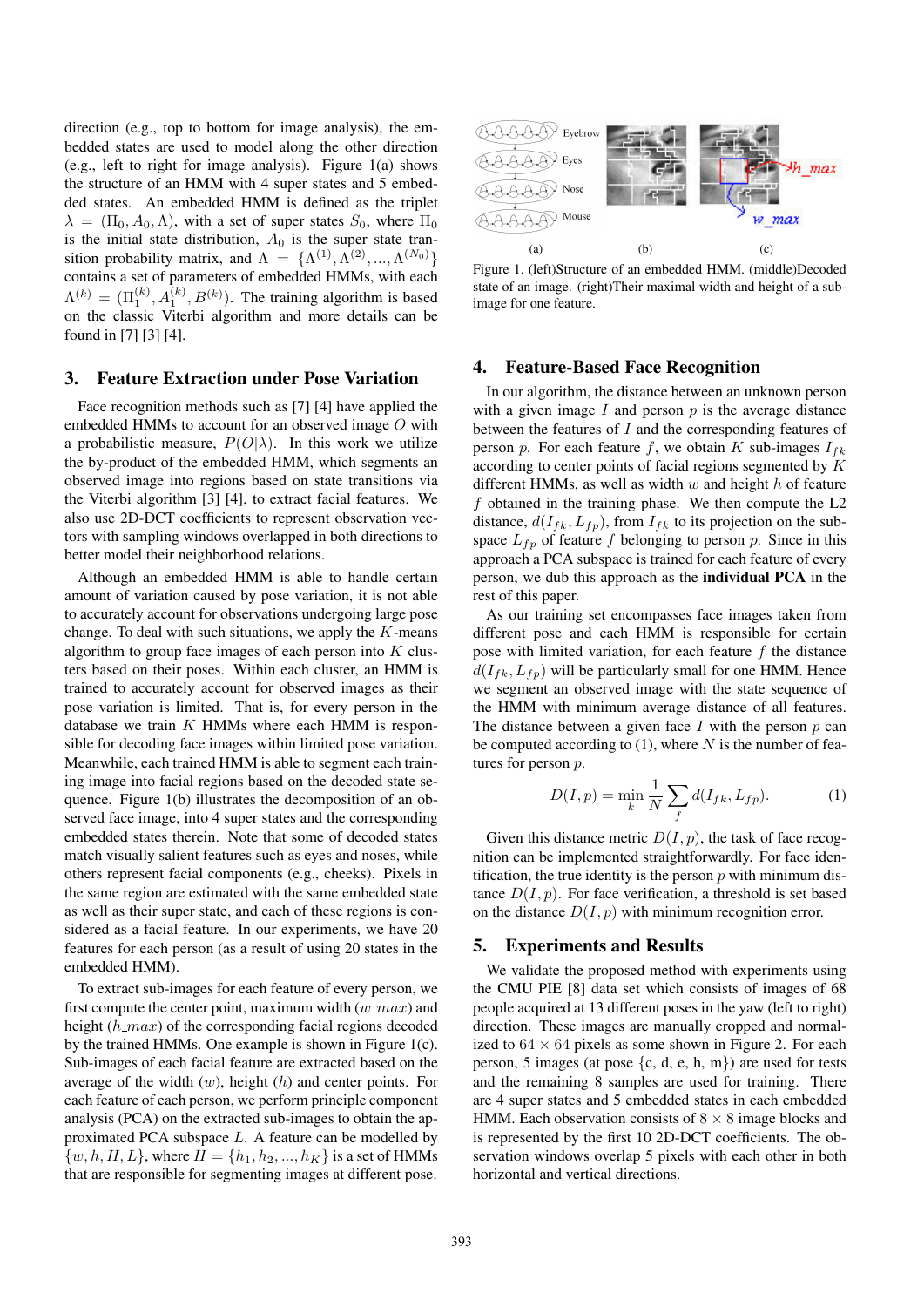direction (e.g., top to bottom for image analysis), the embedded states are used to model along the other direction (e.g., left to right for image analysis). Figure 1(a) shows the structure of an HMM with 4 super states and 5 embedded states. An embedded HMM is defined as the triplet $\lambda = (\Pi_0, A_0, \Lambda)$, with a set of super states $S_0$, where $\Pi_0$ is the initial state distribution, $A_0$ is the super state transition probability matrix, and $\Lambda = \{\Lambda^{(1)}, \Lambda^{(2)}, ..., \Lambda^{(N_0)}\}$ contains a set of parameters of embedded HMMs, with each $\Lambda^{(k)} = (\Pi_1^{(k)}, A_1^{(k)}, B^{(k)})$. The training algorithm is based on the classic Viterbi algorithm and more details can be found in [7] [3] [4].

## 3. Feature Extraction under Pose Variation

Face recognition methods such as [7] [4] have applied the embedded HMMs to account for an observed image $O$ with a probabilistic measure, $P(O|\lambda)$. In this work we utilize the by-product of the embedded HMM, which segments an observed image into regions based on state transitions via the Viterbi algorithm [3] [4], to extract facial features. We also use 2D-DCT coefficients to represent observation vectors with sampling windows overlapped in both directions to better model their neighborhood relations.

Although an embedded HMM is able to handle certain amount of variation caused by pose variation, it is not able to accurately account for observations undergoing large pose change. To deal with such situations, we apply the $K$-means algorithm to group face images of each person into $K$ clusters based on their poses. Within each cluster, an HMM is trained to accurately account for observed images as their pose variation is limited. That is, for every person in the database we train $K$ HMMs where each HMM is responsible for decoding face images within limited pose variation. Meanwhile, each trained HMM is able to segment each training image into facial regions based on the decoded state sequence. Figure 1(b) illustrates the decomposition of an observed face image, into 4 super states and the corresponding embedded states therein. Note that some of decoded states match visually salient features such as eyes and noses, while others represent facial components (e.g., cheeks). Pixels in the same region are estimated with the same embedded state as well as their super state, and each of these regions is considered as a facial feature. In our experiments, we have 20 features for each person (as a result of using 20 states in the embedded HMM).

To extract sub-images for each feature of every person, we first compute the center point, maximum width ($w\_max$) and height ($h\_max$) of the corresponding facial regions decoded by the trained HMMs. One example is shown in Figure 1(c). Sub-images of each facial feature are extracted based on the average of the width ($w$), height ($h$) and center points. For each feature of each person, we perform principle component analysis (PCA) on the extracted sub-images to obtain the approximated PCA subspace $L$. A feature can be modelled by $\{w, h, H, L\}$, where $H = \{h_1, h_2, ..., h_K\}$ is a set of HMMs that are responsible for segmenting images at different pose.

Figure 1. (left)Structure of an embedded HMM. (middle)Decoded state of an image. (right)Their maximal width and height of a sub-image for one feature.

## 4. Feature-Based Face Recognition

In our algorithm, the distance between an unknown person with a given image $I$ and person $p$ is the average distance between the features of $I$ and the corresponding features of person $p$. For each feature $f$, we obtain $K$ sub-images $I_{fk}$ according to center points of facial regions segmented by $K$ different HMMs, as well as width $w$ and height $h$ of feature $f$ obtained in the training phase. We then compute the L2 distance, $d(I_{fk}, L_{fp})$, from $I_{fk}$ to its projection on the subspace $L_{fp}$ of feature $f$ belonging to person $p$. Since in this approach a PCA subspace is trained for each feature of every person, we dub this approach as the **individual PCA** in the rest of this paper.

As our training set encompasses face images taken from different pose and each HMM is responsible for certain pose with limited variation, for each feature $f$ the distance $d(I_{fk}, L_{fp})$ will be particularly small for one HMM. Hence we segment an observed image with the state sequence of the HMM with minimum average distance of all features. The distance between a given face $I$ with the person $p$ can be computed according to (1), where $N$ is the number of features for person $p$.

$$D(I, p) = \min_k \frac{1}{N} \sum_f d(I_{fk}, L_{fp}). \tag{1}$$

Given this distance metric $D(I, p)$, the task of face recognition can be implemented straightforwardly. For face identification, the true identity is the person $p$ with minimum distance $D(I, p)$. For face verification, a threshold is set based on the distance $D(I, p)$ with minimum recognition error.

## 5. Experiments and Results

We validate the proposed method with experiments using the CMU PIE [8] data set which consists of images of 68 people acquired at 13 different poses in the yaw (left to right) direction. These images are manually cropped and normalized to $64 \times 64$ pixels as some shown in Figure 2. For each person, 5 images (at pose {c, d, e, h, m}) are used for tests and the remaining 8 samples are used for training. There are 4 super states and 5 embedded states in each embedded HMM. Each observation consists of $8 \times 8$ image blocks and is represented by the first 10 2D-DCT coefficients. The observation windows overlap 5 pixels with each other in both horizontal and vertical directions.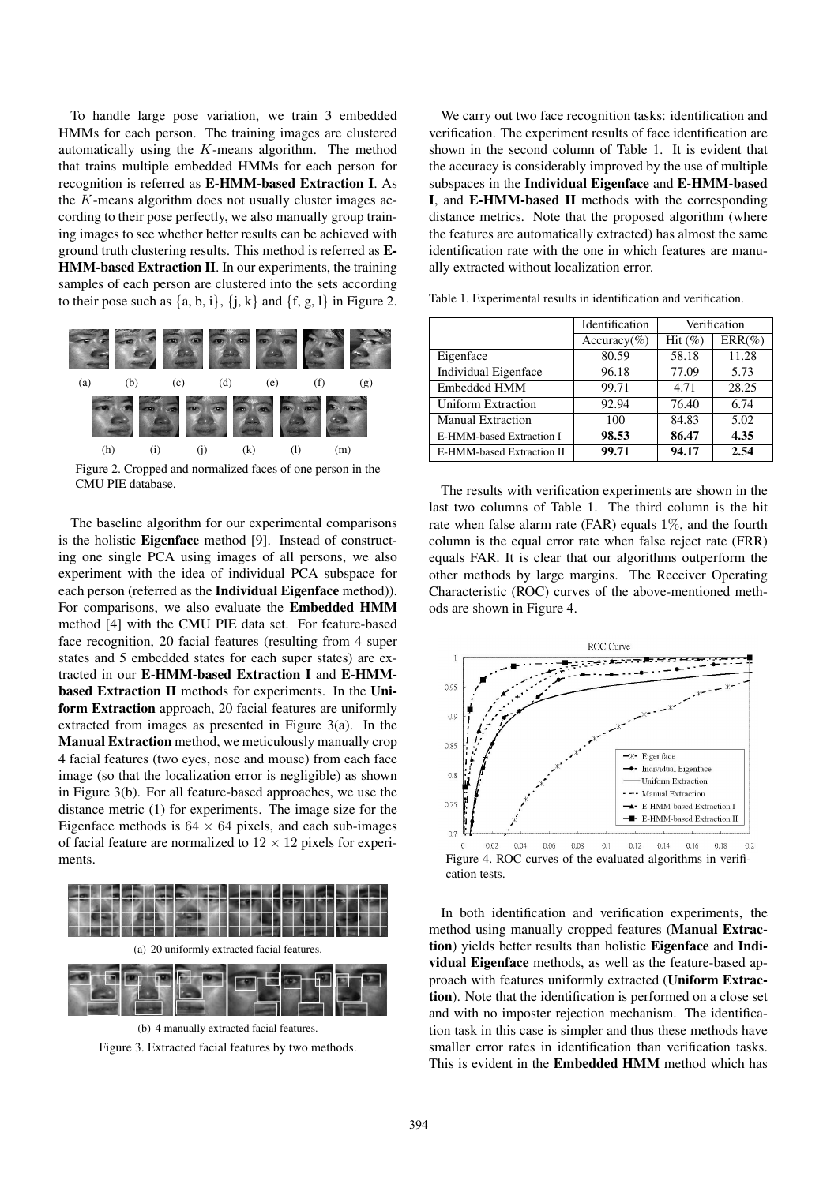To handle large pose variation, we train 3 embedded HMMs for each person. The training images are clustered automatically using the $K$-means algorithm. The method that trains multiple embedded HMMs for each person for recognition is referred as **E-HMM-based Extraction I**. As the $K$-means algorithm does not usually cluster images according to their pose perfectly, we also manually group training images to see whether better results can be achieved with ground truth clustering results. This method is referred as **E-HMM-based Extraction II**. In our experiments, the training samples of each person are clustered into the sets according to their pose such as {a, b, i}, {j, k} and {f, g, l} in Figure 2.

Figure 2. Cropped and normalized faces of one person in the CMU PIE database.

The baseline algorithm for our experimental comparisons is the holistic **Eigenface** method [9]. Instead of constructing one single PCA using images of all persons, we also experiment with the idea of individual PCA subspace for each person (referred as the **Individual Eigenface** method)). For comparisons, we also evaluate the **Embedded HMM** method [4] with the CMU PIE data set. For feature-based face recognition, 20 facial features (resulting from 4 super states and 5 embedded states for each super states) are extracted in our **E-HMM-based Extraction I** and **E-HMM-based Extraction II** methods for experiments. In the **Uniform Extraction** approach, 20 facial features are uniformly extracted from images as presented in Figure 3(a). In the **Manual Extraction** method, we meticulously manually crop 4 facial features (two eyes, nose and mouse) from each face image (so that the localization error is negligible) as shown in Figure 3(b). For all feature-based approaches, we use the distance metric (1) for experiments. The image size for the Eigenface methods is $64 \times 64$ pixels, and each sub-images of facial feature are normalized to $12 \times 12$ pixels for experiments.

(a) 20 uniformly extracted facial features.

(b) 4 manually extracted facial features.

Figure 3. Extracted facial features by two methods.

We carry out two face recognition tasks: identification and verification. The experiment results of face identification are shown in the second column of Table 1. It is evident that the accuracy is considerably improved by the use of multiple subspaces in the **Individual Eigenface** and **E-HMM-based I**, and **E-HMM-based II** methods with the corresponding distance metrics. Note that the proposed algorithm (where the features are automatically extracted) has almost the same identification rate with the one in which features are manually extracted without localization error.

Table 1. Experimental results in identification and verification.

| | Identification | Verification | |
|---|---|---|---|
| | Accuracy(%) | Hit (%) | ERR(%) |
| Eigenface | 80.59 | 58.18 | 11.28 |
| Individual Eigenface | 96.18 | 77.09 | 5.73 |
| Embedded HMM | 99.71 | 4.71 | 28.25 |
| Uniform Extraction | 92.94 | 76.40 | 6.74 |
| Manual Extraction | 100 | 84.83 | 5.02 |
| E-HMM-based Extraction I | **98.53** | **86.47** | **4.35** |
| E-HMM-based Extraction II | **99.71** | **94.17** | **2.54** |

The results with verification experiments are shown in the last two columns of Table 1. The third column is the hit rate when false alarm rate (FAR) equals 1%, and the fourth column is the equal error rate when false reject rate (FRR) equals FAR. It is clear that our algorithms outperform the other methods by large margins. The Receiver Operating Characteristic (ROC) curves of the above-mentioned methods are shown in Figure 4.

Figure 4. ROC curves of the evaluated algorithms in verification tests.

In both identification and verification experiments, the method using manually cropped features (**Manual Extraction**) yields better results than holistic **Eigenface** and **Individual Eigenface** methods, as well as the feature-based approach with features uniformly extracted (**Uniform Extraction**). Note that the identification is performed on a close set and with no imposter rejection mechanism. The identification task in this case is simpler and thus these methods have smaller error rates in identification than verification tasks. This is evident in the **Embedded HMM** method which has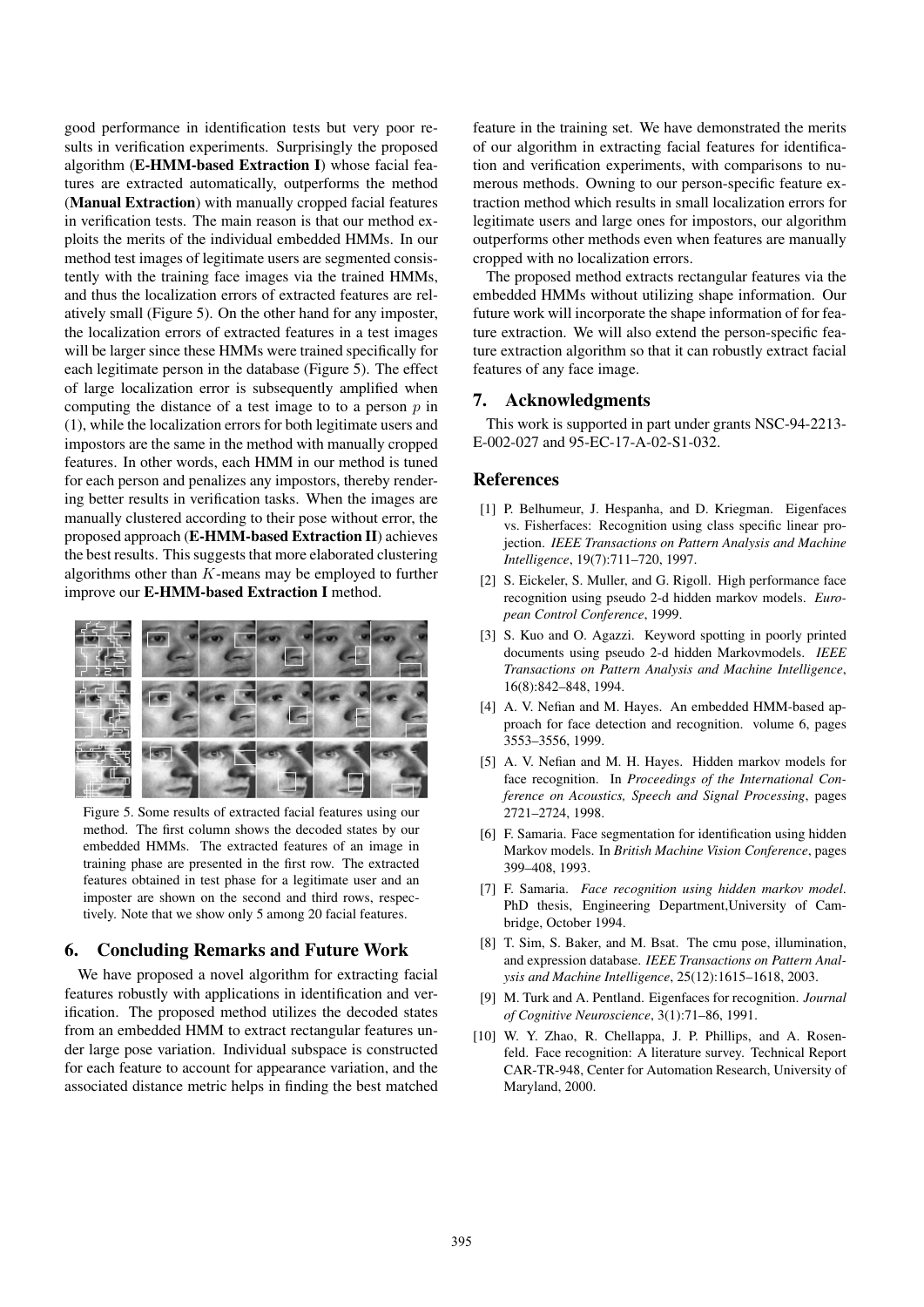good performance in identification tests but very poor results in verification experiments. Surprisingly the proposed algorithm (**E-HMM-based Extraction I**) whose facial features are extracted automatically, outperforms the method (**Manual Extraction**) with manually cropped facial features in verification tests. The main reason is that our method exploits the merits of the individual embedded HMMs. In our method test images of legitimate users are segmented consistently with the training face images via the trained HMMs, and thus the localization errors of extracted features are relatively small (Figure 5). On the other hand for any imposter, the localization errors of extracted features in a test images will be larger since these HMMs were trained specifically for each legitimate person in the database (Figure 5). The effect of large localization error is subsequently amplified when computing the distance of a test image to to a person $p$ in (1), while the localization errors for both legitimate users and impostors are the same in the method with manually cropped features. In other words, each HMM in our method is tuned for each person and penalizes any impostors, thereby rendering better results in verification tasks. When the images are manually clustered according to their pose without error, the proposed approach (**E-HMM-based Extraction II**) achieves the best results. This suggests that more elaborated clustering algorithms other than $K$-means may be employed to further improve our **E-HMM-based Extraction I** method.

Figure 5. Some results of extracted facial features using our method. The first column shows the decoded states by our embedded HMMs. The extracted features of an image in training phase are presented in the first row. The extracted features obtained in test phase for a legitimate user and an imposter are shown on the second and third rows, respectively. Note that we show only 5 among 20 facial features.

## 6. Concluding Remarks and Future Work

We have proposed a novel algorithm for extracting facial features robustly with applications in identification and verification. The proposed method utilizes the decoded states from an embedded HMM to extract rectangular features under large pose variation. Individual subspace is constructed for each feature to account for appearance variation, and the associated distance metric helps in finding the best matched feature in the training set. We have demonstrated the merits of our algorithm in extracting facial features for identification and verification experiments, with comparisons to numerous methods. Owning to our person-specific feature extraction method which results in small localization errors for legitimate users and large ones for impostors, our algorithm outperforms other methods even when features are manually cropped with no localization errors.

The proposed method extracts rectangular features via the embedded HMMs without utilizing shape information. Our future work will incorporate the shape information of for feature extraction. We will also extend the person-specific feature extraction algorithm so that it can robustly extract facial features of any face image.

## 7. Acknowledgments

This work is supported in part under grants NSC-94-2213-E-002-027 and 95-EC-17-A-02-S1-032.

## References

[1] P. Belhumeur, J. Hespanha, and D. Kriegman. Eigenfaces vs. Fisherfaces: Recognition using class specific linear projection. *IEEE Transactions on Pattern Analysis and Machine Intelligence*, 19(7):711–720, 1997.

[2] S. Eickeler, S. Muller, and G. Rigoll. High performance face recognition using pseudo 2-d hidden markov models. *European Control Conference*, 1999.

[3] S. Kuo and O. Agazzi. Keyword spotting in poorly printed documents using pseudo 2-d hidden Markovmodels. *IEEE Transactions on Pattern Analysis and Machine Intelligence*, 16(8):842–848, 1994.

[4] A. V. Nefian and M. Hayes. An embedded HMM-based approach for face detection and recognition. volume 6, pages 3553–3556, 1999.

[5] A. V. Nefian and M. H. Hayes. Hidden markov models for face recognition. In *Proceedings of the International Conference on Acoustics, Speech and Signal Processing*, pages 2721–2724, 1998.

[6] F. Samaria. Face segmentation for identification using hidden Markov models. In *British Machine Vision Conference*, pages 399–408, 1993.

[7] F. Samaria. *Face recognition using hidden markov model*. PhD thesis, Engineering Department,University of Cambridge, October 1994.

[8] T. Sim, S. Baker, and M. Bsat. The cmu pose, illumination, and expression database. *IEEE Transactions on Pattern Analysis and Machine Intelligence*, 25(12):1615–1618, 2003.

[9] M. Turk and A. Pentland. Eigenfaces for recognition. *Journal of Cognitive Neuroscience*, 3(1):71–86, 1991.

[10] W. Y. Zhao, R. Chellappa, J. P. Phillips, and A. Rosenfeld. Face recognition: A literature survey. Technical Report CAR-TR-948, Center for Automation Research, University of Maryland, 2000.